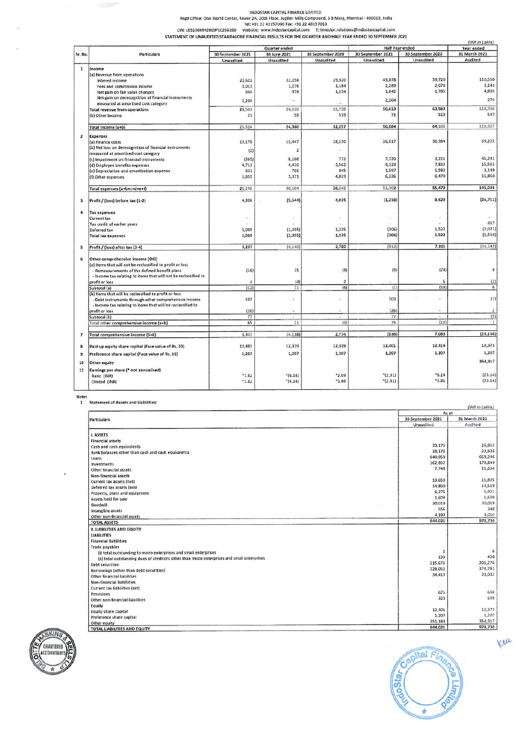INDOSTAR CAPITAL FINANCE LIMITED

Regd Office: One World Center, Tower 2A, 20th Floor, Jupiter Mills Compound, S B Marg, Mumbai - 400013, India

Tel: +91 22 43157000 Fax: +91 22 43157010

CIN: L65100MH2009PLC268160 Website: www.indostarcapital.com E: investor.relations@indostarcapital.com

STATEMENT OF UNAUDITED STANDALONE FINANCIAL RESULTS FOR THE QUARTER AND HALF YEAR ENDED 30 SEPTEMBER 2021

(INR in Lakhs)

| Sr. No. | Particulars | Quarter ended | | | Half Year ended | | Year ended |
|---|---|---|---|---|---|---|---|
| | | 30 September 2021 | 30 June 2021 | 30 September 2020 | 30 September 2021 | 30 September 2020 | 31 March 2021 |
| | | Unaudited | Unaudited | Unaudited | Unaudited | Unaudited | Audited |
| 1 | Income | | | | | | |
| | (a) Revenue from operations | | | | | | |
| | Interest income | 21,622 | 22,256 | 29,320 | 43,878 | 59,720 | 110,560 |
| | Fees and commission income | 1,013 | 1,276 | 1,184 | 2,289 | 2,078 | 3,143 |
| | Net gain on fair value changes | 664 | 978 | 1,234 | 1,642 | 1,785 | 4,803 |
| | Net gain on derecognition of financial instruments measured at amortised cost category | 2,204 | - | - | 2,204 | - | 274 |
| | Total revenue from operations | 25,503 | 24,510 | 31,738 | 50,013 | 63,583 | 118,780 |
| | (b) Other income | 21 | 50 | 519 | 71 | 519 | 547 |
| | Total income (a+b) | 25,524 | 24,560 | 32,257 | 50,084 | 64,102 | 119,327 |
| 2 | Expenses | | | | | | |
| | (a) Finance costs | 13,170 | 13,447 | 18,230 | 26,617 | 36,384 | 69,225 |
| | (b) Net loss on derecognition of financial instruments measured at amortised cost category | (2) | 2 | - | - | - | - |
| | (c) Impairment on financial instruments | (369) | 8,108 | 772 | 7,739 | 3,211 | 45,241 |
| | (d) Employee benefits expenses | 4,713 | 4,410 | 3,562 | 9,123 | 7,832 | 15,563 |
| | (e) Depreciation and amortisation expense | 831 | 766 | 845 | 1,597 | 1,582 | 3,149 |
| | (f) Other expenses | 2,855 | 3,371 | 4,833 | 6,226 | 6,470 | 11,860 |
| | Total expenses (a+b+c+d+e+f) | 21,198 | 30,104 | 28,242 | 51,302 | 55,479 | 145,038 |
| 3 | Profit / (loss) before tax (1-2) | 4,326 | (5,544) | 4,015 | (1,218) | 8,623 | (25,711) |
| 4 | Tax expenses | | | | | | |
| | Current tax | - | - | - | - | - | - |
| | Tax credit of earlier years | - | - | - | - | - | 457 |
| | Deferred tax | 1,089 | (1,395) | 1,235 | (306) | 1,522 | (2,021) |
| | Total tax expenses | 1,089 | (1,395) | 1,235 | (306) | 1,522 | (1,564) |
| 5 | Profit / (loss) after tax (3-4) | 3,237 | (4,149) | 2,780 | (912) | 7,101 | (24,147) |
| 6 | Other comprehensive income (OCI) | | | | | | |
| | (a) Items that will not be reclassified to profit or loss | | | | | | |
| | - Remeasurements of the defined benefit plans | (16) | 15 | (8) | (1) | (24) | 8 |
| | - Income tax relating to items that will not be reclassified to profit or loss | 4 | (4) | 2 | - | 6 | (2) |
| | Subtotal (a) | (12) | 11 | (6) | (1) | (18) | 6 |
| | (b) Items that will be reclassified to profit or loss | | | | | | |
| | - Debt instruments through other comprehensive income | 103 | - | - | 103 | - | (7) |
| | - Income tax relating to items that will be reclassified to profit or loss | (26) | - | - | (26) | - | 2 |
| | Subtotal (b) | 77 | - | - | 77 | - | (5) |
| | Total other comprehensive income (a+b) | 65 | 11 | (6) | 76 | (18) | 1 |
| 7 | Total comprehensive income (5+6) | 3,302 | (4,138) | 2,774 | (836) | 7,083 | (24,146) |
| 8 | Paid up equity share capital (Face value of Rs. 10) | 12,401 | 12,379 | 12,339 | 12,401 | 12,319 | 12,373 |
| 9 | Preference share capital (Face value of Rs. 10) | 1,207 | 1,207 | 1,207 | 1,207 | 1,207 | 1,207 |
| 10 | Other equity | | | | | | 354,317 |
| 11 | Earnings per share (* not annualised) | | | | | | |
| | Basic (INR) | *1.82 | *(4.14) | *2.09 | *(2.31) | *6.24 | (23.14) |
| | Diluted (INR) | *1.82 | *(4.14) | *1.86 | *(2.31) | *5.81 | (23.14) |

Notes

1 Statement of Assets and Liabilities:

(INR in Lakhs)

| Particulars | As at | |
|---|---|---|
| | 30 September 2021 | 31 March 2021 |
| | Unaudited | Audited |
| **I. ASSETS** | | |
| Financial assets | | |
| Cash and cash equivalents | 33,175 | 26,862 |
| Bank balances other than cash and cash equivalents | 28,176 | 23,836 |
| Loans | 640,959 | 669,246 |
| Investments | 162,852 | 178,849 |
| Other financial assets | 7,748 | 11,694 |
| Non-financial assets | | |
| Current tax assets (net) | 13,659 | 11,825 |
| Deferred tax assets (net) | 14,800 | 14,519 |
| Property, plant and equipment | 6,275 | 5,921 |
| Assets held for sale | 1,609 | 1,609 |
| Goodwill | 30,019 | 30,019 |
| Intangible assets | 556 | 348 |
| Other non-financial assets | 4,193 | 4,002 |
| TOTAL ASSETS | 944,021 | 978,730 |
| **II. LIABILITIES AND EQUITY** | | |
| LIABILITIES | | |
| Financial liabilities | | |
| Trade payables | | |
| (i) total outstanding to micro enterprises and small enterprises | 2 | 8 |
| (ii) total outstanding dues of creditors other than micro enterprises and small enterprises | 139 | 420 |
| Debt securities | 215,676 | 201,276 |
| Borrowings (other than debt securities) | 328,052 | 374,791 |
| Other financial liabilities | 34,413 | 33,032 |
| Non-financial liabilities | | |
| Current tax liabilities (net) | - | - |
| Provisions | 625 | 698 |
| Other non-financial liabilities | 323 | 608 |
| Equity | | |
| Equity share capital | 12,401 | 12,373 |
| Preference share capital | 1,207 | 1,207 |
| Other equity | 351,183 | 354,317 |
| TOTAL LIABILITIES AND EQUITY | 944,021 | 978,730 |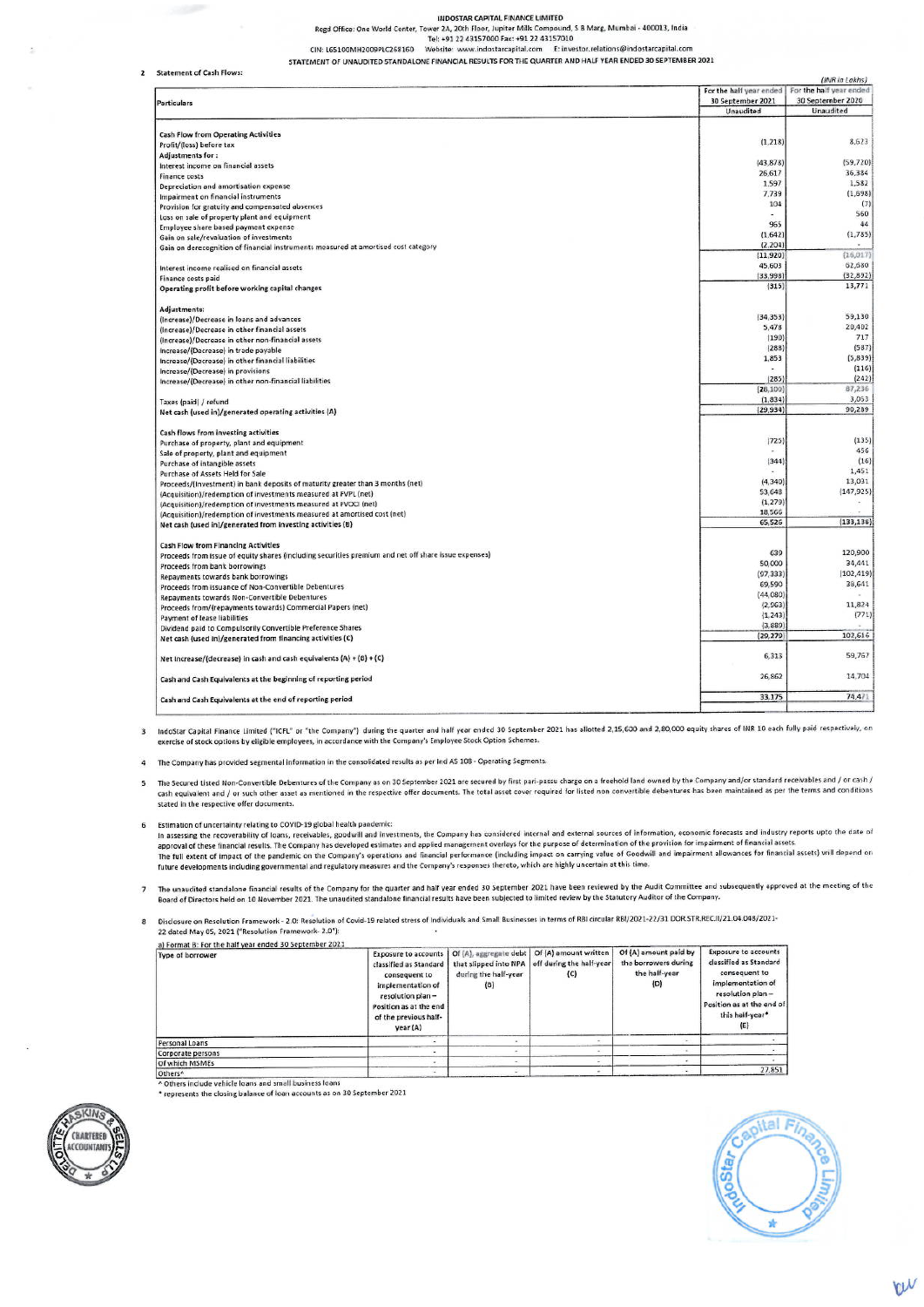INDOSTAR CAPITAL FINANCE LIMITED
Regd Office: One World Center, Tower 2A, 20th Floor, Jupiter Mills Compound, S B Marg, Mumbai - 400013, India
Tel: +91 22 43157000 Fax: +91 22 43157010
CIN: L65100MH2009PLC268160 Website: www.indostarcapital.com E: investor.relations@indostarcapital.com

STATEMENT OF UNAUDITED STANDALONE FINANCIAL RESULTS FOR THE QUARTER AND HALF YEAR ENDED 30 SEPTEMBER 2021

2 Statement of Cash Flows:

(INR in Lakhs)

| Particulars | For the half year ended 30 September 2021 Unaudited | For the half year ended 30 September 2020 Unaudited |
|---|---|---|
| **Cash Flow from Operating Activities** | | |
| Profit/(loss) before tax | (1,218) | 8,623 |
| **Adjustments for :** | | |
| Interest income on financial assets | (43,878) | (59,720) |
| Finance costs | 26,617 | 36,384 |
| Depreciation and amortisation expense | 1,597 | 1,582 |
| Impairment on financial instruments | 7,739 | (1,698) |
| Provision for gratuity and compensated absences | 104 | (7) |
| Loss on sale of property plant and equipment | - | 560 |
| Employee share based payment expense | 965 | 44 |
| Gain on sale/revaluation of investments | (1,642) | (1,785) |
| Gain on derecognition of financial instruments measured at amortised cost category | (2,204) | - |
| | (11,920) | (16,017) |
| Interest income realised on financial assets | 45,603 | 62,680 |
| Finance costs paid | (33,998) | (32,892) |
| **Operating profit before working capital changes** | (315) | 13,771 |
| **Adjustments:** | | |
| (Increase)/Decrease in loans and advances | (34,353) | 59,130 |
| (Increase)/Decrease in other financial assets | 5,478 | 20,402 |
| (Increase)/Decrease in other non-financial assets | (190) | 717 |
| Increase/(Decrease) in trade payable | (288) | (587) |
| Increase/(Decrease) in other financial liabilities | 1,853 | (5,839) |
| Increase/(Decrease) in provisions | - | (116) |
| Increase/(Decrease) in other non-financial liabilities | (285) | (242) |
| | (28,100) | 87,236 |
| Taxes (paid) / refund | (1,834) | 3,053 |
| **Net cash (used in)/generated operating activities (A)** | (29,934) | 90,289 |
| **Cash flows from investing activities** | | |
| Purchase of property, plant and equipment | (725) | (135) |
| Sale of property, plant and equipment | - | 456 |
| Purchase of intangible assets | (344) | (16) |
| Purchase of Assets Held for Sale | - | 1,451 |
| Proceeds/(Investment) in bank deposits of maturity greater than 3 months (net) | (4,340) | 13,031 |
| (Acquisition)/redemption of investments measured at FVPL (net) | 53,648 | (147,925) |
| (Acquisition)/redemption of investments measured at FVOCI (net) | (1,279) | - |
| (Acquisition)/redemption of investments measured at amortised cost (net) | 18,566 | - |
| **Net cash (used in)/generated from investing activities (B)** | 65,526 | (133,138) |
| **Cash Flow from Financing Activities** | | |
| Proceeds from issue of equity shares (including securities premium and net off share issue expenses) | 639 | 120,900 |
| Proceeds from bank borrowings | 50,000 | 34,441 |
| Repayments towards bank borrowings | (97,333) | (102,419) |
| Proceeds from issuance of Non-Convertible Debentures | 69,590 | 38,641 |
| Repayments towards Non-Convertible Debentures | (44,080) | - |
| Proceeds from/(repayments towards) Commercial Papers (net) | (2,963) | 11,824 |
| Payment of lease liabilities | (1,243) | (771) |
| Dividend paid to Compulsorily Convertible Preference Shares | (3,889) | - |
| **Net cash (used in)/generated from financing activities (C)** | (29,279) | 102,616 |
| **Net increase/(decrease) in cash and cash equivalents (A) + (B) + (C)** | 6,313 | 59,767 |
| **Cash and Cash Equivalents at the beginning of reporting period** | 26,862 | 14,704 |
| **Cash and Cash Equivalents at the end of reporting period** | 33,175 | 74,471 |

3 IndoStar Capital Finance Limited ("ICFL" or "the Company") during the quarter and half year ended 30 September 2021 has allotted 2,15,600 and 2,80,000 equity shares of INR 10 each fully paid respectively, on exercise of stock options by eligible employees, in accordance with the Company's Employee Stock Option Schemes.

4 The Company has provided segmental information in the consolidated results as per Ind AS 108 - Operating Segments.

5 The Secured Listed Non-Convertible Debentures of the Company as on 30 September 2021 are secured by first pari-passu charge on a freehold land owned by the Company and/or standard receivables and / or cash / cash equivalent and / or such other asset as mentioned in the respective offer documents. The total asset cover required for listed non convertible debentures has been maintained as per the terms and conditions stated in the respective offer documents.

6 Estimation of uncertainty relating to COVID-19 global health pandemic:
In assessing the recoverability of loans, receivables, goodwill and investments, the Company has considered internal and external sources of information, economic forecasts and industry reports upto the date of approval of these financial results. The Company has developed estimates and applied management overlays for the purpose of determination of the provision for impairment of financial assets.
The full extent of impact of the pandemic on the Company's operations and financial performance (including impact on carrying value of Goodwill and impairment allowances for financial assets) will depend on future developments including governmental and regulatory measures and the Company's responses thereto, which are highly uncertain at this time.

7 The unaudited standalone financial results of the Company for the quarter and half year ended 30 September 2021 have been reviewed by the Audit Committee and subsequently approved at the meeting of the Board of Directors held on 10 November 2021. The unaudited standalone financial results have been subjected to limited review by the Statutory Auditor of the Company.

8 Disclosure on Resolution Framework - 2.0: Resolution of Covid-19 related stress of Individuals and Small Businesses in terms of RBI circular RBI/2021-22/31 DOR.STR.REC.11/21.04.048/2021-22 dated May 05, 2021 ("Resolution Framework- 2.0"):

a) Format B: For the half year ended 30 September 2021

| Type of borrower | Exposure to accounts classified as Standard consequent to implementation of resolution plan – Position as at the end of the previous half-year (A) | Of (A), aggregate debt that slipped into NPA during the half-year (B) | Of (A) amount written off during the half-year (C) | Of (A) amount paid by the borrowers during the half-year (D) | Exposure to accounts classified as Standard consequent to implementation of resolution plan – Position as at the end of this half-year* (E) |
|---|---|---|---|---|---|
| Personal Loans | - | - | - | - | - |
| Corporate persons | - | - | - | - | - |
| Of which MSMEs | - | - | - | - | - |
| Others^ | - | - | - | - | 27,851 |

^ Others include vehicle loans and small business loans
\* represents the closing balance of loan accounts as on 30 September 2021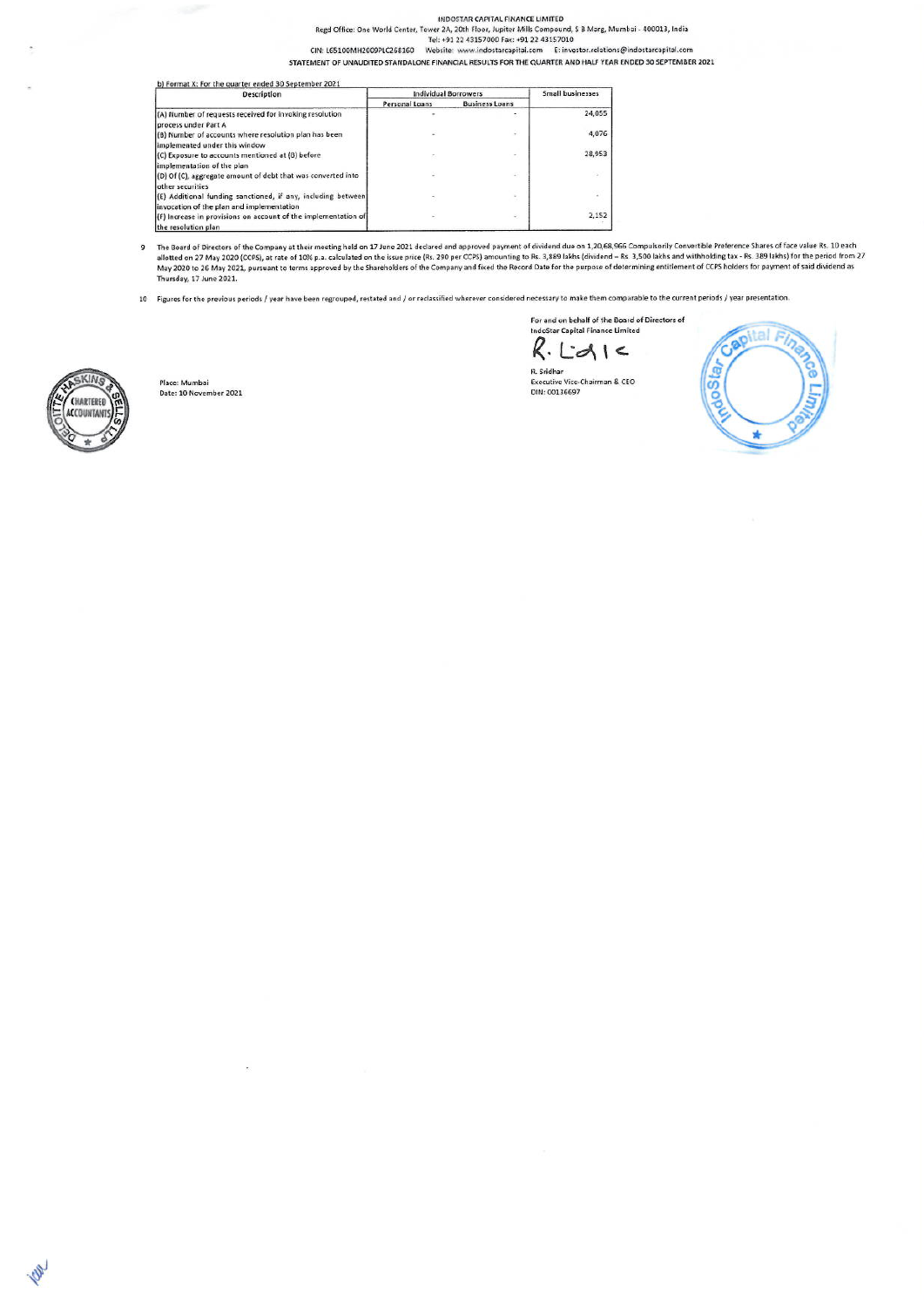INDOSTAR CAPITAL FINANCE LIMITED
Regd Office: One World Center, Tower 2A, 20th Floor, Jupiter Mills Compound, S B Marg, Mumbai - 400013, India
Tel: +91 22 43157000 Fax: +91 22 43157010
CIN: L65100MH2009PLC268160 Website: www.indostarcapital.com E: investor.relations@indostarcapital.com

**STATEMENT OF UNAUDITED STANDALONE FINANCIAL RESULTS FOR THE QUARTER AND HALF YEAR ENDED 30 SEPTEMBER 2021**

b) Format X: For the quarter ended 30 September 2021

| Description | Individual Borrowers | | Small businesses |
|---|---|---|---|
| | Personal Loans | Business Loans | |
| (A) Number of requests received for invoking resolution process under Part A | - | - | 24,055 |
| (B) Number of accounts where resolution plan has been implemented under this window | - | - | 4,076 |
| (C) Exposure to accounts mentioned at (B) before implementation of the plan | - | - | 28,053 |
| (D) Of (C), aggregate amount of debt that was converted into other securities | - | - | - |
| (E) Additional funding sanctioned, if any, including between invocation of the plan and implementation | - | - | - |
| (F) Increase in provisions on account of the implementation of the resolution plan | - | - | 2,152 |

9 The Board of Directors of the Company at their meeting held on 17 June 2021 declared and approved payment of dividend due on 1,20,68,966 Compulsorily Convertible Preference Shares of face value Rs. 10 each allotted on 27 May 2020 (CCPS), at rate of 10% p.a. calculated on the issue price (Rs. 290 per CCPS) amounting to Rs. 3,889 lakhs (dividend – Rs. 3,500 lakhs and withholding tax - Rs. 389 lakhs) for the period from 27 May 2020 to 26 May 2021, pursuant to terms approved by the Shareholders of the Company and fixed the Record Date for the purpose of determining entitlement of CCPS holders for payment of said dividend as Thursday, 17 June 2021.

10 Figures for the previous periods / year have been regrouped, restated and / or reclassified wherever considered necessary to make them comparable to the current periods / year presentation.

For and on behalf of the Board of Directors of
IndoStar Capital Finance Limited

R. Sridhar
Executive Vice-Chairman & CEO
DIN: 00136697

Place: Mumbai
Date: 10 November 2021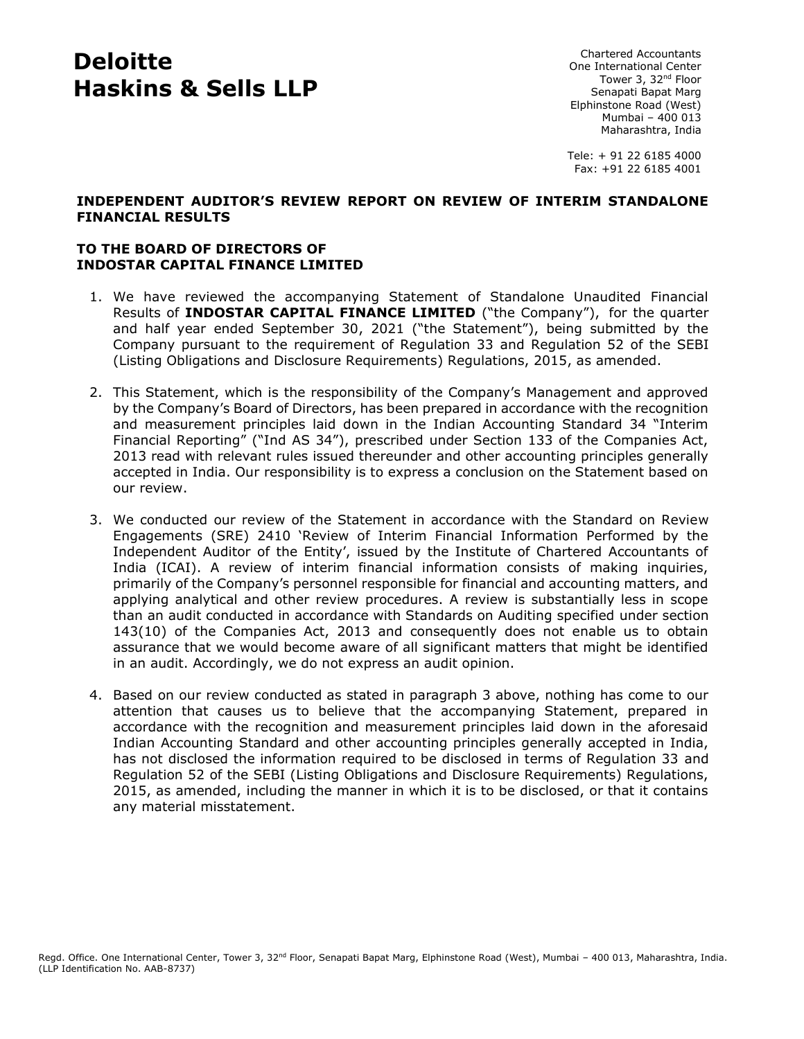# Deloitte Haskins & Sells LLP

Chartered Accountants
One International Center
Tower 3, 32nd Floor
Senapati Bapat Marg
Elphinstone Road (West)
Mumbai – 400 013
Maharashtra, India

Tele: + 91 22 6185 4000
Fax: +91 22 6185 4001

**INDEPENDENT AUDITOR'S REVIEW REPORT ON REVIEW OF INTERIM STANDALONE FINANCIAL RESULTS**

**TO THE BOARD OF DIRECTORS OF**
**INDOSTAR CAPITAL FINANCE LIMITED**

1. We have reviewed the accompanying Statement of Standalone Unaudited Financial Results of **INDOSTAR CAPITAL FINANCE LIMITED** ("the Company"), for the quarter and half year ended September 30, 2021 ("the Statement"), being submitted by the Company pursuant to the requirement of Regulation 33 and Regulation 52 of the SEBI (Listing Obligations and Disclosure Requirements) Regulations, 2015, as amended.

2. This Statement, which is the responsibility of the Company's Management and approved by the Company's Board of Directors, has been prepared in accordance with the recognition and measurement principles laid down in the Indian Accounting Standard 34 "Interim Financial Reporting" ("Ind AS 34"), prescribed under Section 133 of the Companies Act, 2013 read with relevant rules issued thereunder and other accounting principles generally accepted in India. Our responsibility is to express a conclusion on the Statement based on our review.

3. We conducted our review of the Statement in accordance with the Standard on Review Engagements (SRE) 2410 'Review of Interim Financial Information Performed by the Independent Auditor of the Entity', issued by the Institute of Chartered Accountants of India (ICAI). A review of interim financial information consists of making inquiries, primarily of the Company's personnel responsible for financial and accounting matters, and applying analytical and other review procedures. A review is substantially less in scope than an audit conducted in accordance with Standards on Auditing specified under section 143(10) of the Companies Act, 2013 and consequently does not enable us to obtain assurance that we would become aware of all significant matters that might be identified in an audit. Accordingly, we do not express an audit opinion.

4. Based on our review conducted as stated in paragraph 3 above, nothing has come to our attention that causes us to believe that the accompanying Statement, prepared in accordance with the recognition and measurement principles laid down in the aforesaid Indian Accounting Standard and other accounting principles generally accepted in India, has not disclosed the information required to be disclosed in terms of Regulation 33 and Regulation 52 of the SEBI (Listing Obligations and Disclosure Requirements) Regulations, 2015, as amended, including the manner in which it is to be disclosed, or that it contains any material misstatement.

Regd. Office. One International Center, Tower 3, 32nd Floor, Senapati Bapat Marg, Elphinstone Road (West), Mumbai – 400 013, Maharashtra, India.
(LLP Identification No. AAB-8737)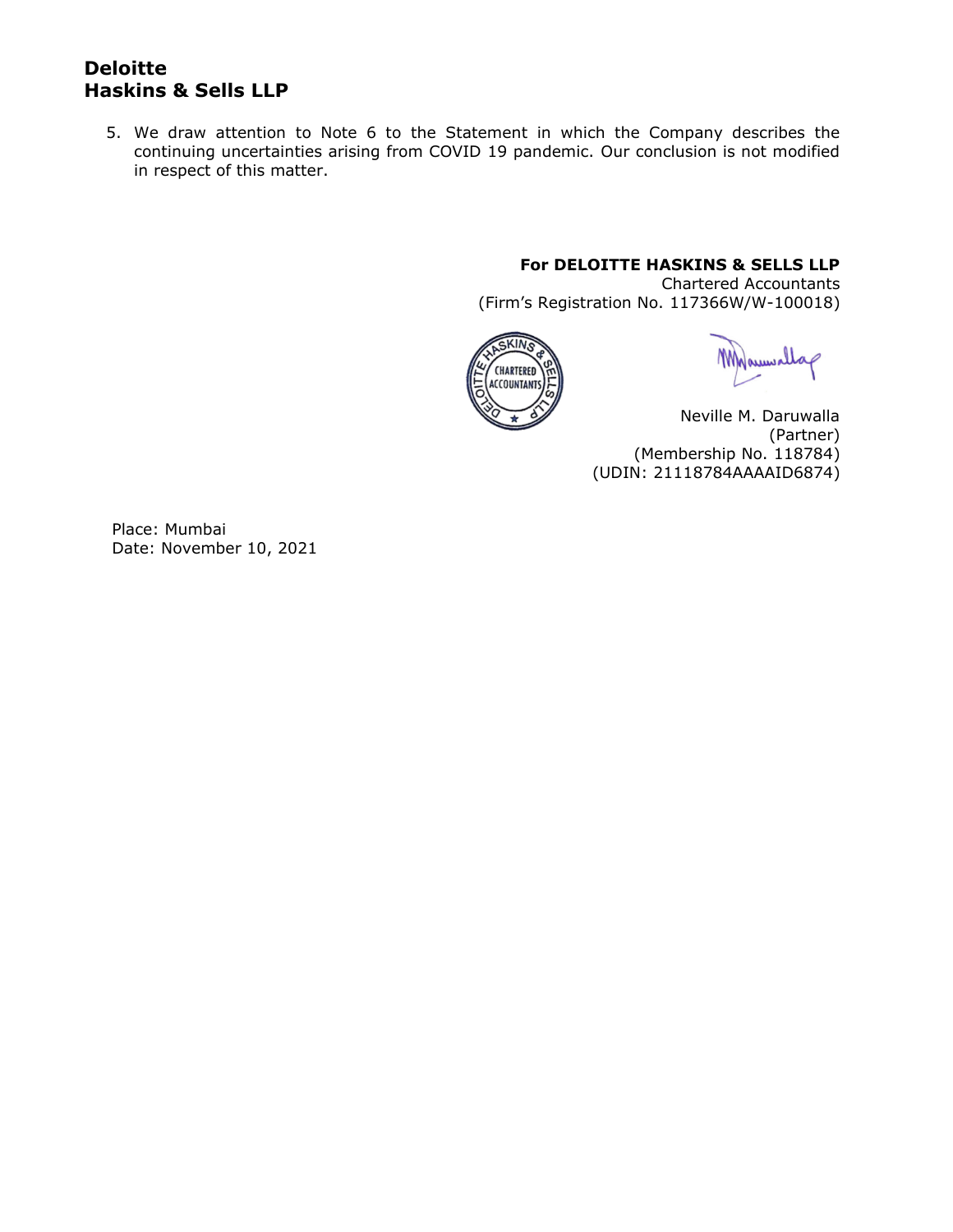**Deloitte**
**Haskins & Sells LLP**

5. We draw attention to Note 6 to the Statement in which the Company describes the continuing uncertainties arising from COVID 19 pandemic. Our conclusion is not modified in respect of this matter.

**For DELOITTE HASKINS & SELLS LLP**
Chartered Accountants
(Firm's Registration No. 117366W/W-100018)

Neville M. Daruwalla
(Partner)
(Membership No. 118784)
(UDIN: 21118784AAAAID6874)

Place: Mumbai
Date: November 10, 2021